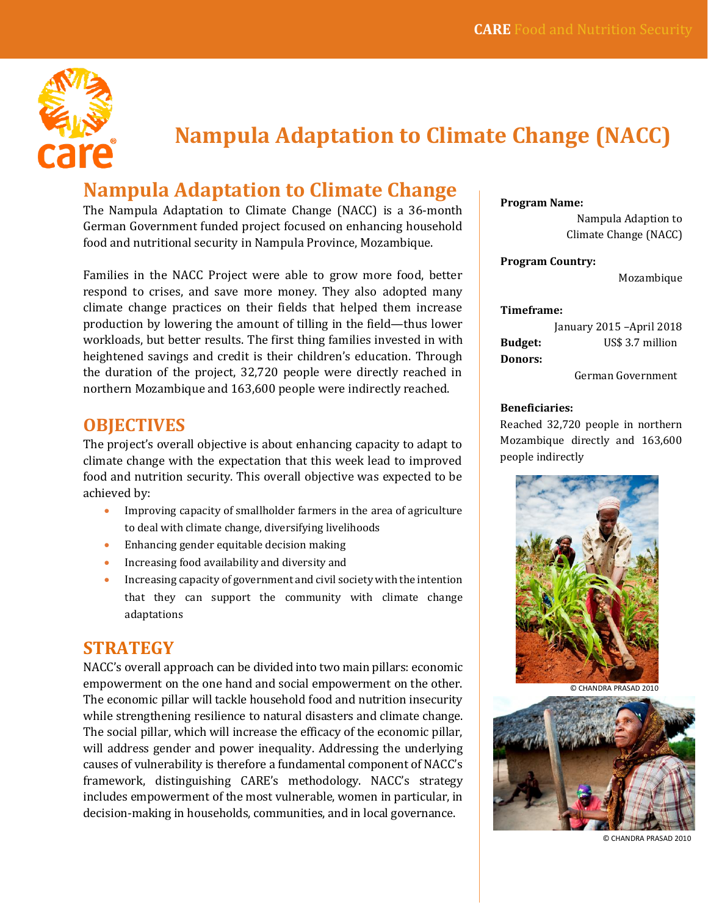# Nampula Adaptation to Climate Change (NACC)

## Nampula Adaptation to Climate Change

The Nampula Adaptation to Climate Change (NACC) is a 36-month German Government funded project focused on enhancing household food and nutritional security in Nampula Province, Mozambique.

Families in the NACC Project were able to grow more food, better respond to crises, and save more money. They also adopted many climate change practices on their fields that helped them increase production by lowering the amount of tilling in the field—thus lower workloads, but better results. The first thing families invested in with heightened savings and credit is their children's education. Through the duration of the project, 32,720 people were directly reached in northern Mozambique and 163,600 people were indirectly reached.

## OBJECTIVES

The project's overall objective is about enhancing capacity to adapt to climate change with the expectation that this week lead to improved food and nutrition security. This overall objective was expected to be achieved by:

- Improving capacity of smallholder farmers in the area of agriculture to deal with climate change, diversifying livelihoods
- Enhancing gender equitable decision making
- Increasing food availability and diversity and
- Increasing capacity of government and civil society with the intention that they can support the community with climate change adaptations

## STRATEGY

NACC's overall approach can be divided into two main pillars: economic empowerment on the one hand and social empowerment on the other. The economic pillar will tackle household food and nutrition insecurity while strengthening resilience to natural disasters and climate change. The social pillar, which will increase the efficacy of the economic pillar, will address gender and power inequality. Addressing the underlying causes of vulnerability is therefore a fundamental component of NACC's framework, distinguishing CARE's methodology. NACC's strategy includes empowerment of the most vulnerable, women in particular, in decision-making in households, communities, and in local governance.

**Program Name:**
Nampula Adaption to Climate Change (NACC)

**Program Country:**
Mozambique

**Timeframe:**
January 2015 –April 2018

**Budget:** US$ 3.7 million

**Donors:**
German Government

**Beneficiaries:**
Reached 32,720 people in northern Mozambique directly and 163,600 people indirectly

© CHANDRA PRASAD 2010

© CHANDRA PRASAD 2010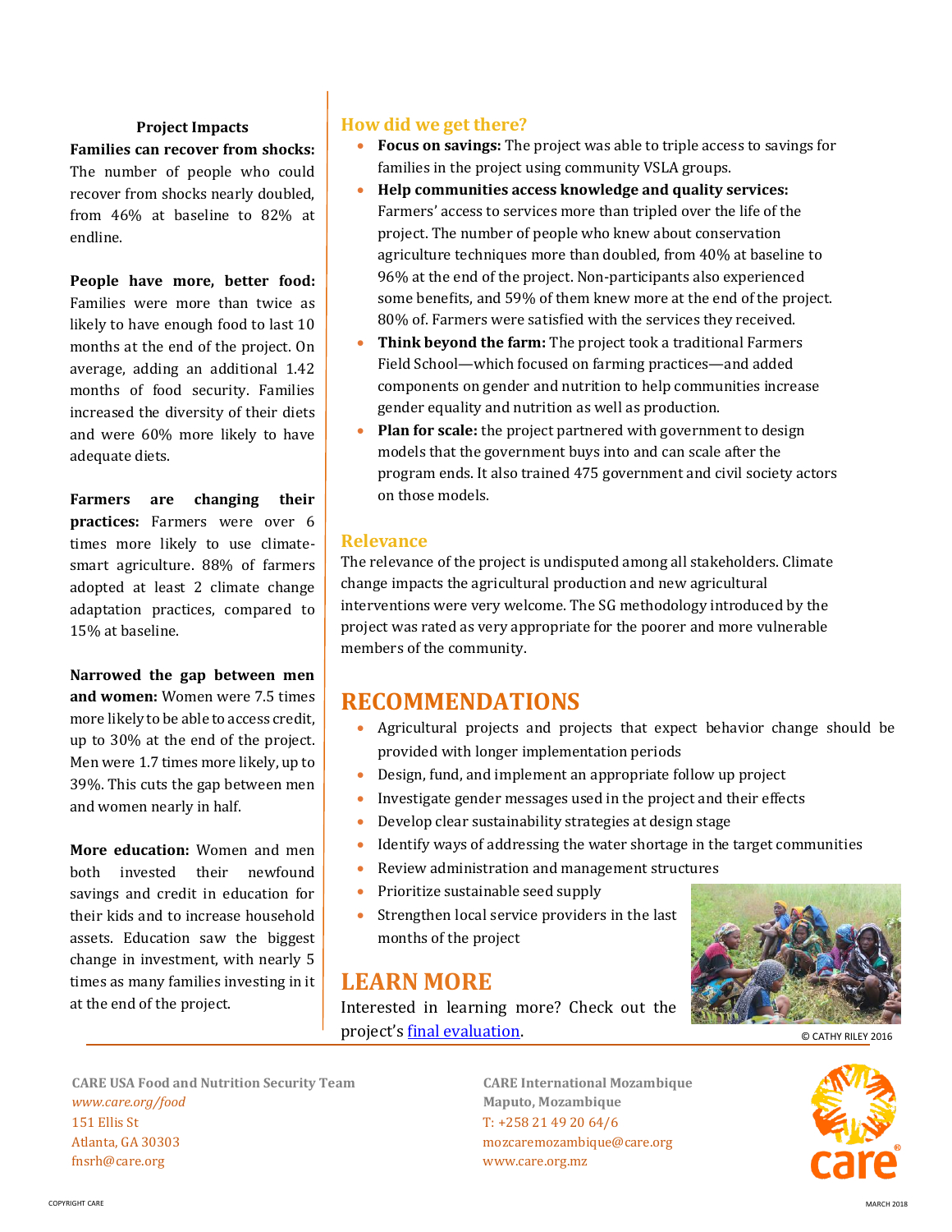### Project Impacts

**Families can recover from shocks:** The number of people who could recover from shocks nearly doubled, from 46% at baseline to 82% at endline.

**People have more, better food:** Families were more than twice as likely to have enough food to last 10 months at the end of the project. On average, adding an additional 1.42 months of food security. Families increased the diversity of their diets and were 60% more likely to have adequate diets.

**Farmers are changing their practices:** Farmers were over 6 times more likely to use climate-smart agriculture. 88% of farmers adopted at least 2 climate change adaptation practices, compared to 15% at baseline.

**Narrowed the gap between men and women:** Women were 7.5 times more likely to be able to access credit, up to 30% at the end of the project. Men were 1.7 times more likely, up to 39%. This cuts the gap between men and women nearly in half.

**More education:** Women and men both invested their newfound savings and credit in education for their kids and to increase household assets. Education saw the biggest change in investment, with nearly 5 times as many families investing in it at the end of the project.

## How did we get there?

- **Focus on savings:** The project was able to triple access to savings for families in the project using community VSLA groups.
- **Help communities access knowledge and quality services:** Farmers' access to services more than tripled over the life of the project. The number of people who knew about conservation agriculture techniques more than doubled, from 40% at baseline to 96% at the end of the project. Non-participants also experienced some benefits, and 59% of them knew more at the end of the project. 80% of. Farmers were satisfied with the services they received.
- **Think beyond the farm:** The project took a traditional Farmers Field School—which focused on farming practices—and added components on gender and nutrition to help communities increase gender equality and nutrition as well as production.
- **Plan for scale:** the project partnered with government to design models that the government buys into and can scale after the program ends. It also trained 475 government and civil society actors on those models.

## Relevance

The relevance of the project is undisputed among all stakeholders. Climate change impacts the agricultural production and new agricultural interventions were very welcome. The SG methodology introduced by the project was rated as very appropriate for the poorer and more vulnerable members of the community.

# RECOMMENDATIONS

- Agricultural projects and projects that expect behavior change should be provided with longer implementation periods
- Design, fund, and implement an appropriate follow up project
- Investigate gender messages used in the project and their effects
- Develop clear sustainability strategies at design stage
- Identify ways of addressing the water shortage in the target communities
- Review administration and management structures
- Prioritize sustainable seed supply
- Strengthen local service providers in the last months of the project

# LEARN MORE

Interested in learning more? Check out the project's final evaluation.

© CATHY RILEY 2016

**CARE USA Food and Nutrition Security Team**
*www.care.org/food*
151 Ellis St
Atlanta, GA 30303
fnsrh@care.org

**CARE International Mozambique**
**Maputo, Mozambique**
T: +258 21 49 20 64/6
mozcaremozambique@care.org
www.care.org.mz

COPYRIGHT CARE

MARCH 2018